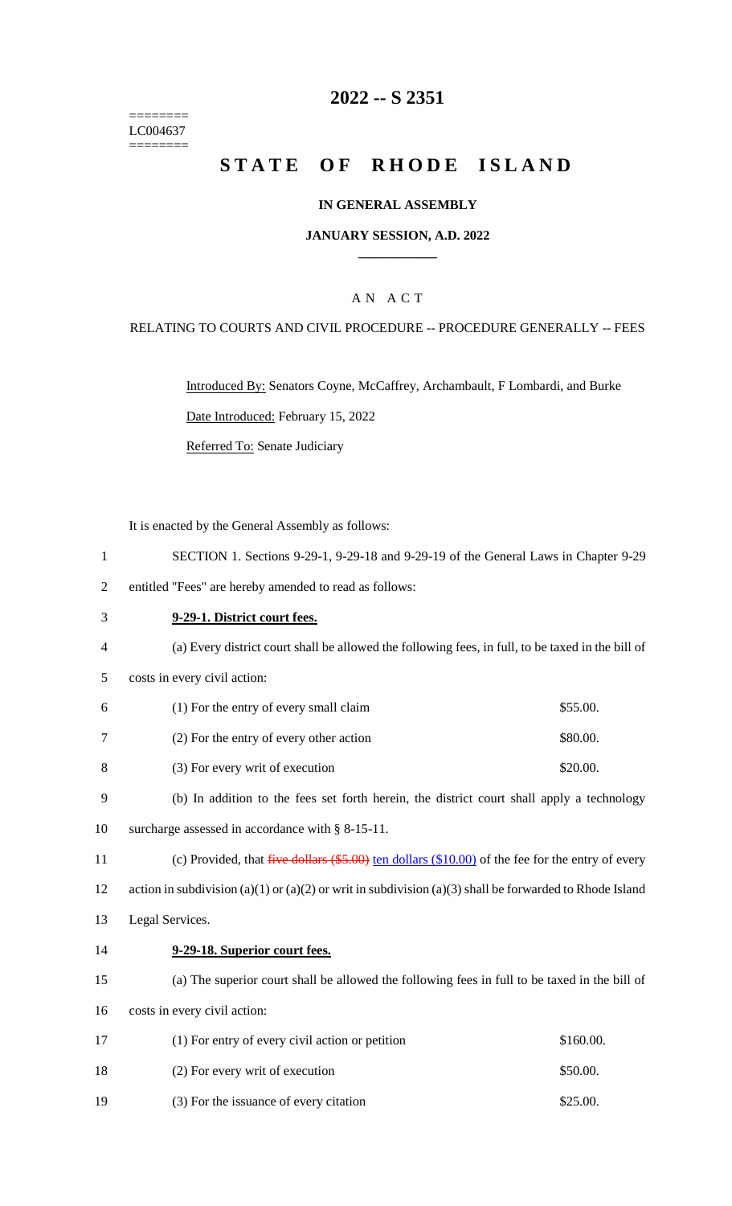======== LC004637 ========

# 2022 -- S 2351

# STATE OF RHODE ISLAND

### IN GENERAL ASSEMBLY

### JANUARY SESSION, A.D. 2022

## A N A C T

RELATING TO COURTS AND CIVIL PROCEDURE -- PROCEDURE GENERALLY -- FEES

Introduced By: Senators Coyne, McCaffrey, Archambault, F Lombardi, and Burke

Date Introduced: February 15, 2022

Referred To: Senate Judiciary

It is enacted by the General Assembly as follows:

1 SECTION 1. Sections 9-29-1, 9-29-18 and 9-29-19 of the General Laws in Chapter 9-29
2 entitled "Fees" are hereby amended to read as follows:

3 **9-29-1. District court fees.**

4 (a) Every district court shall be allowed the following fees, in full, to be taxed in the bill of
5 costs in every civil action:

| | | |
|---|---|---|
| 6 | (1) For the entry of every small claim | \$55.00. |
| 7 | (2) For the entry of every other action | \$80.00. |
| 8 | (3) For every writ of execution | \$20.00. |

9 (b) In addition to the fees set forth herein, the district court shall apply a technology
10 surcharge assessed in accordance with § 8-15-11.

11 (c) Provided, that ~~five dollars (\$5.00)~~ ten dollars (\$10.00) of the fee for the entry of every
12 action in subdivision (a)(1) or (a)(2) or writ in subdivision (a)(3) shall be forwarded to Rhode Island
13 Legal Services.

14 **9-29-18. Superior court fees.**

15 (a) The superior court shall be allowed the following fees in full to be taxed in the bill of
16 costs in every civil action:

| | | |
|---|---|---|
| 17 | (1) For entry of every civil action or petition | \$160.00. |
| 18 | (2) For every writ of execution | \$50.00. |
| 19 | (3) For the issuance of every citation | \$25.00. |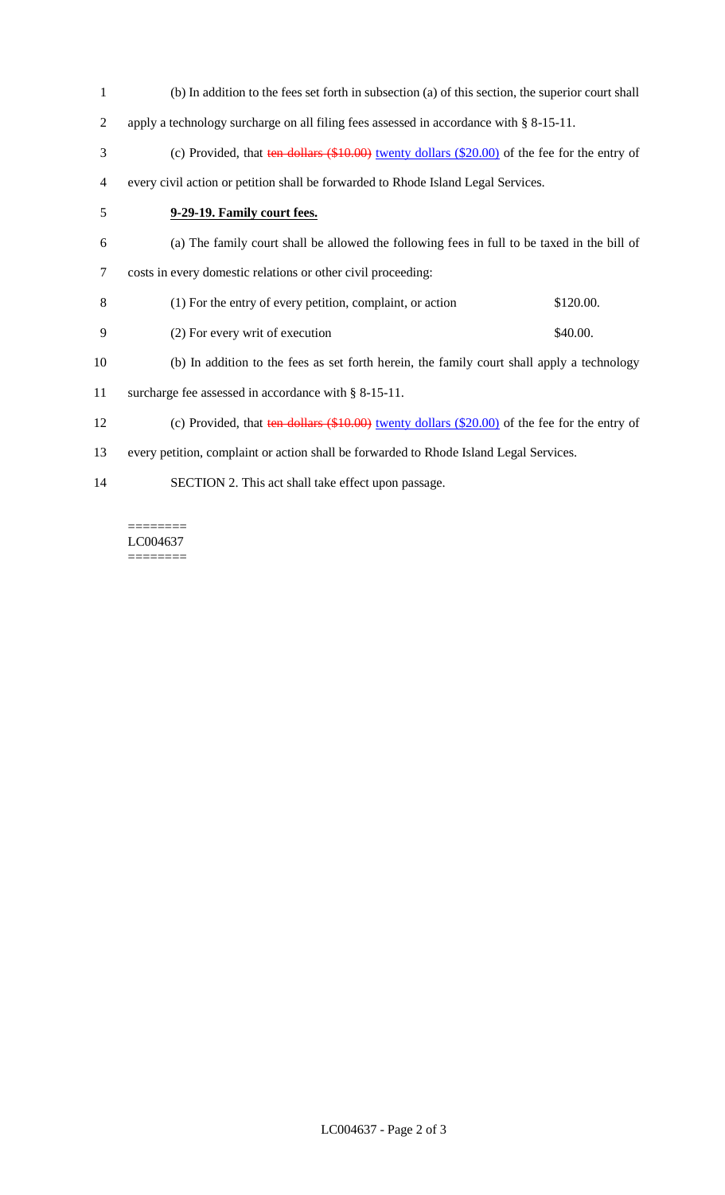(b) In addition to the fees set forth in subsection (a) of this section, the superior court shall apply a technology surcharge on all filing fees assessed in accordance with § 8-15-11.

(c) Provided, that ~~ten dollars ($10.00)~~ <u>twenty dollars ($20.00)</u> of the fee for the entry of every civil action or petition shall be forwarded to Rhode Island Legal Services.

**9-29-19. Family court fees.**

(a) The family court shall be allowed the following fees in full to be taxed in the bill of costs in every domestic relations or other civil proceeding:

| | |
|---|---|
| (1) For the entry of every petition, complaint, or action | $120.00. |
| (2) For every writ of execution | $40.00. |

(b) In addition to the fees as set forth herein, the family court shall apply a technology surcharge fee assessed in accordance with § 8-15-11.

(c) Provided, that ~~ten dollars ($10.00)~~ <u>twenty dollars ($20.00)</u> of the fee for the entry of every petition, complaint or action shall be forwarded to Rhode Island Legal Services.

SECTION 2. This act shall take effect upon passage.

========
LC004637
========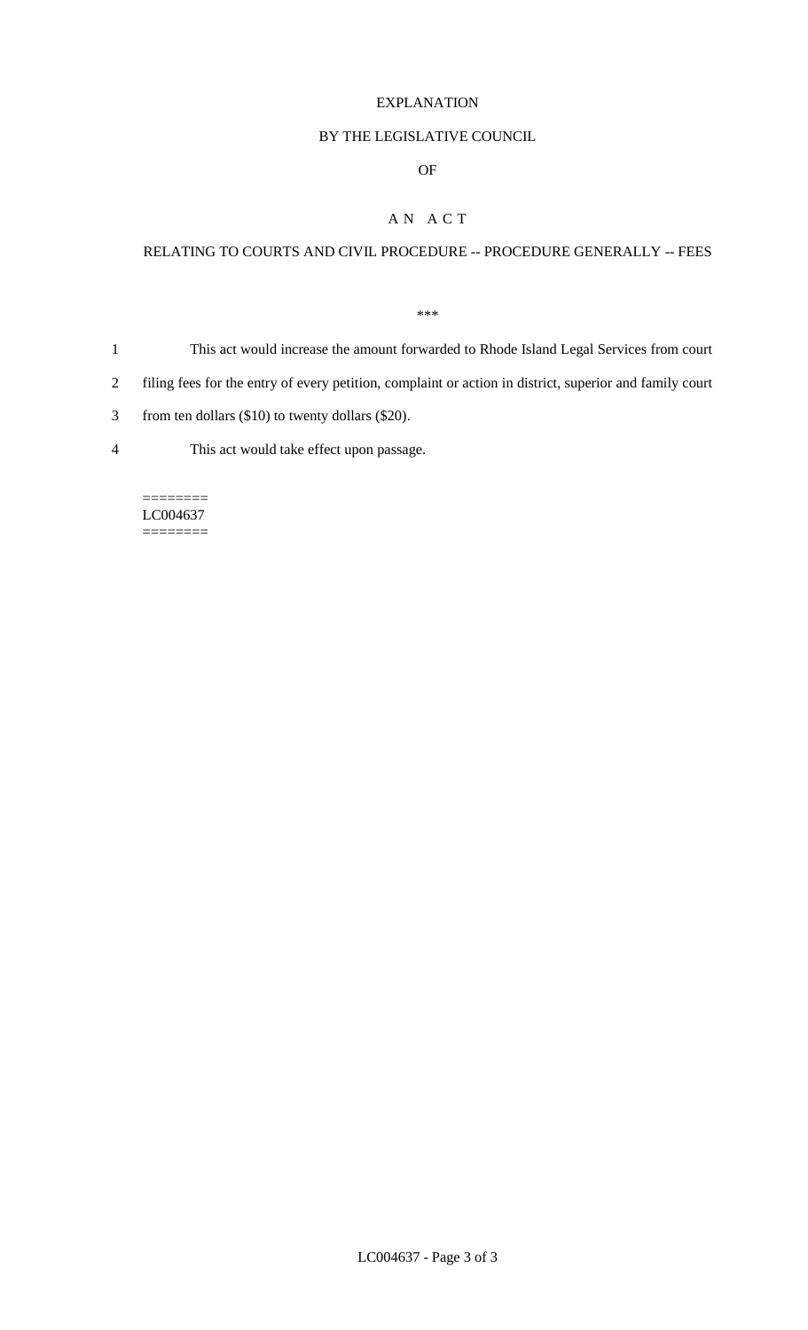EXPLANATION

BY THE LEGISLATIVE COUNCIL

OF

A N A C T

RELATING TO COURTS AND CIVIL PROCEDURE -- PROCEDURE GENERALLY -- FEES

***

1 This act would increase the amount forwarded to Rhode Island Legal Services from court
2 filing fees for the entry of every petition, complaint or action in district, superior and family court
3 from ten dollars ($10) to twenty dollars ($20).
4 This act would take effect upon passage.

========
LC004637
========